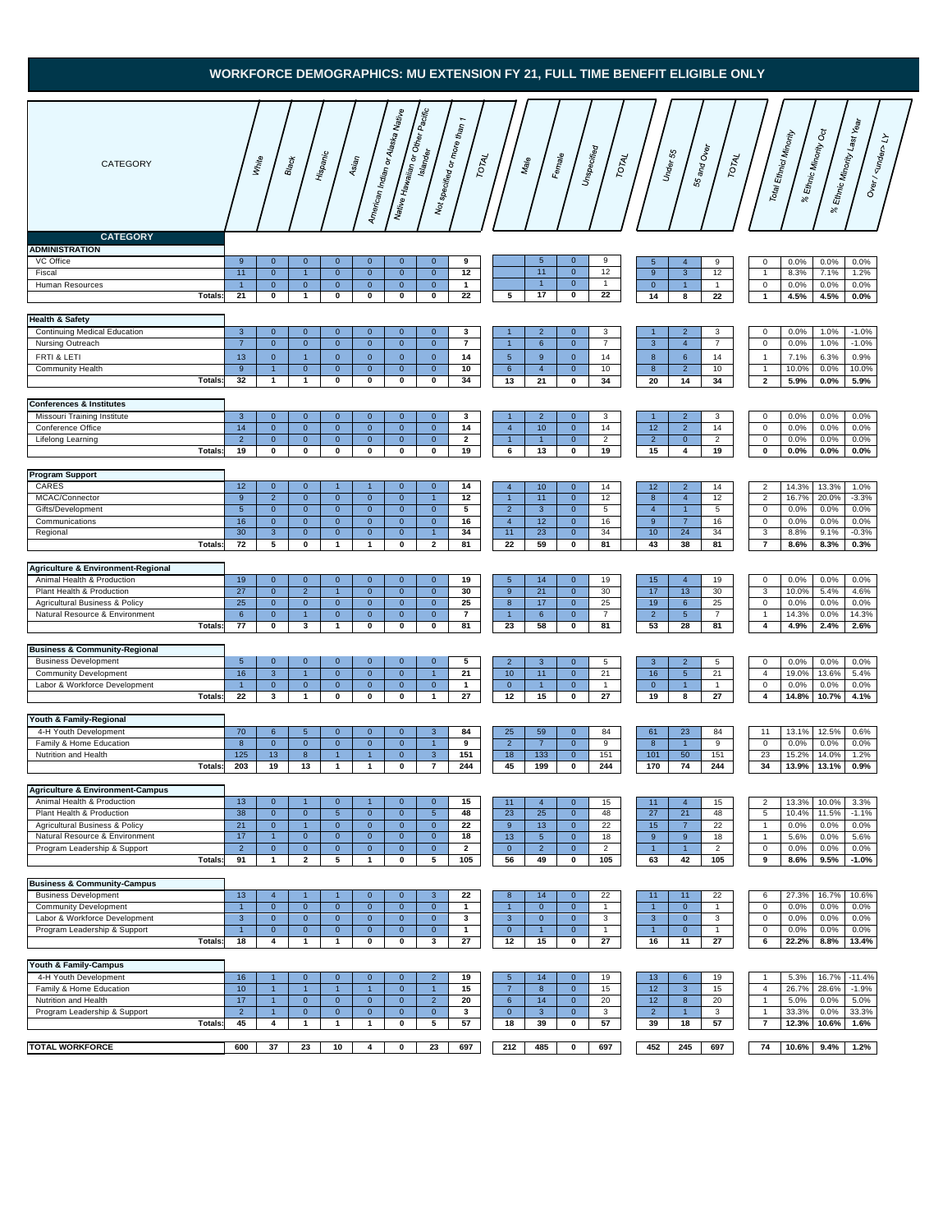# WORKFORCE DEMOGRAPHICS: MU EXTENSION FY 21, FULL TIME BENEFIT ELIGIBLE ONLY

| CATEGORY | White | Black | Hispanic | Asian | American Indian or Alaska Native | Native Hawaiian or Other Pacific Islander | Not Specified or more than 1 | TOTAL | Male | Female | Unspecified | TOTAL | Under 55 | 55 and Over | TOTAL | Total Ethnic Minority | % Ethnic Minority Oct | % Ethnic Minority Last Year | Over / <under> LY |
|---|---|---|---|---|---|---|---|---|---|---|---|---|---|---|---|---|---|---|---|
| **ADMINISTRATION** | | | | | | | | | | | | | | | | | | | |
| VC Office | 9 | 0 | 0 | 0 | 0 | 0 | 0 | 9 | | 5 | 0 | 9 | 5 | 4 | 9 | 0 | 0.0% | 0.0% | 0.0% |
| Fiscal | 11 | 0 | 1 | 0 | 0 | 0 | 0 | 12 | | 11 | 0 | 12 | 9 | 3 | 12 | 1 | 8.3% | 7.1% | 1.2% |
| Human Resources | 1 | 0 | 0 | 0 | 0 | 0 | 0 | 1 | | 1 | 0 | 1 | 0 | 1 | 1 | 0 | 0.0% | 0.0% | 0.0% |
| **Totals:** | **21** | **0** | **1** | **0** | **0** | **0** | **0** | **22** | **5** | **17** | **0** | **22** | **14** | **8** | **22** | **1** | **4.5%** | **4.5%** | **0.0%** |
| **Health & Safety** | | | | | | | | | | | | | | | | | | | |
| Continuing Medical Education | 3 | 0 | 0 | 0 | 0 | 0 | 0 | 3 | 1 | 2 | 0 | 3 | 1 | 2 | 3 | 0 | 0.0% | 1.0% | -1.0% |
| Nursing Outreach | 7 | 0 | 0 | 0 | 0 | 0 | 0 | 7 | 1 | 6 | 0 | 7 | 3 | 4 | 7 | 0 | 0.0% | 1.0% | -1.0% |
| FRTI & LETI | 13 | 0 | 1 | 0 | 0 | 0 | 0 | 14 | 5 | 9 | 0 | 14 | 8 | 6 | 14 | 1 | 7.1% | 6.3% | 0.9% |
| Community Health | 9 | 1 | 0 | 0 | 0 | 0 | 0 | 10 | 6 | 4 | 0 | 10 | 8 | 2 | 10 | 1 | 10.0% | 0.0% | 10.0% |
| **Totals:** | **32** | **1** | **1** | **0** | **0** | **0** | **0** | **34** | **13** | **21** | **0** | **34** | **20** | **14** | **34** | **2** | **5.9%** | **0.0%** | **5.9%** |
| **Conferences & Institutes** | | | | | | | | | | | | | | | | | | | |
| Missouri Training Institute | 3 | 0 | 0 | 0 | 0 | 0 | 0 | 3 | 1 | 2 | 0 | 3 | 1 | 2 | 3 | 0 | 0.0% | 0.0% | 0.0% |
| Conference Office | 14 | 0 | 0 | 0 | 0 | 0 | 0 | 14 | 4 | 10 | 0 | 14 | 12 | 2 | 14 | 0 | 0.0% | 0.0% | 0.0% |
| Lifelong Learning | 2 | 0 | 0 | 0 | 0 | 0 | 0 | 2 | 1 | 1 | 0 | 2 | 2 | 0 | 2 | 0 | 0.0% | 0.0% | 0.0% |
| **Totals:** | **19** | **0** | **0** | **0** | **0** | **0** | **0** | **19** | **6** | **13** | **0** | **19** | **15** | **4** | **19** | **0** | **0.0%** | **0.0%** | **0.0%** |
| **Program Support** | | | | | | | | | | | | | | | | | | | |
| CARES | 12 | 0 | 0 | 1 | 1 | 0 | 0 | 14 | 4 | 10 | 0 | 14 | 12 | 2 | 14 | 2 | 14.3% | 13.3% | 1.0% |
| MCAC/Connector | 9 | 2 | 0 | 0 | 0 | 0 | 1 | 12 | 1 | 11 | 0 | 12 | 8 | 4 | 12 | 2 | 16.7% | 20.0% | -3.3% |
| Gifts/Development | 5 | 0 | 0 | 0 | 0 | 0 | 0 | 5 | 2 | 3 | 0 | 5 | 4 | 1 | 5 | 0 | 0.0% | 0.0% | 0.0% |
| Communications | 16 | 0 | 0 | 0 | 0 | 0 | 0 | 16 | 4 | 12 | 0 | 16 | 9 | 7 | 16 | 0 | 0.0% | 0.0% | 0.0% |
| Regional | 30 | 3 | 0 | 0 | 0 | 0 | 1 | 34 | 11 | 23 | 0 | 34 | 10 | 24 | 34 | 3 | 8.8% | 9.1% | -0.3% |
| **Totals:** | **72** | **5** | **0** | **1** | **1** | **0** | **2** | **81** | **22** | **59** | **0** | **81** | **43** | **38** | **81** | **7** | **8.6%** | **8.3%** | **0.3%** |
| **Agriculture & Environment-Regional** | | | | | | | | | | | | | | | | | | | |
| Animal Health & Production | 19 | 0 | 0 | 0 | 0 | 0 | 0 | 19 | 5 | 14 | 0 | 19 | 15 | 4 | 19 | 0 | 0.0% | 0.0% | 0.0% |
| Plant Health & Production | 27 | 0 | 2 | 1 | 0 | 0 | 0 | 30 | 9 | 21 | 0 | 30 | 17 | 13 | 30 | 3 | 10.0% | 5.4% | 4.6% |
| Agricultural Business & Policy | 25 | 0 | 0 | 0 | 0 | 0 | 0 | 25 | 8 | 17 | 0 | 25 | 19 | 6 | 25 | 0 | 0.0% | 0.0% | 0.0% |
| Natural Resource & Environment | 6 | 0 | 1 | 0 | 0 | 0 | 0 | 7 | 1 | 6 | 0 | 7 | 2 | 5 | 7 | 1 | 14.3% | 0.0% | 14.3% |
| **Totals:** | **77** | **0** | **3** | **1** | **0** | **0** | **0** | **81** | **23** | **58** | **0** | **81** | **53** | **28** | **81** | **4** | **4.9%** | **2.4%** | **2.6%** |
| **Business & Community-Regional** | | | | | | | | | | | | | | | | | | | |
| Business Development | 5 | 0 | 0 | 0 | 0 | 0 | 0 | 5 | 2 | 3 | 0 | 5 | 3 | 2 | 5 | 0 | 0.0% | 0.0% | 0.0% |
| Community Development | 16 | 3 | 1 | 0 | 0 | 0 | 1 | 21 | 10 | 11 | 0 | 21 | 16 | 5 | 21 | 4 | 19.0% | 13.6% | 5.4% |
| Labor & Workforce Development | 1 | 0 | 0 | 0 | 0 | 0 | 0 | 1 | 0 | 1 | 0 | 1 | 0 | 1 | 1 | 0 | 0.0% | 0.0% | 0.0% |
| **Totals:** | **22** | **3** | **1** | **0** | **0** | **0** | **1** | **27** | **12** | **15** | **0** | **27** | **19** | **8** | **27** | **4** | **14.8%** | **10.7%** | **4.1%** |
| **Youth & Family-Regional** | | | | | | | | | | | | | | | | | | | |
| 4-H Youth Development | 70 | 6 | 5 | 0 | 0 | 0 | 3 | 84 | 25 | 59 | 0 | 84 | 61 | 23 | 84 | 11 | 13.1% | 12.5% | 0.6% |
| Family & Home Education | 8 | 0 | 0 | 0 | 0 | 0 | 1 | 9 | 2 | 7 | 0 | 9 | 8 | 1 | 9 | 0 | 0.0% | 0.0% | 0.0% |
| Nutrition and Health | 125 | 13 | 8 | 1 | 1 | 0 | 3 | 151 | 18 | 133 | 0 | 151 | 101 | 50 | 151 | 23 | 15.2% | 14.0% | 1.2% |
| **Totals:** | **203** | **19** | **13** | **1** | **1** | **0** | **7** | **244** | **45** | **199** | **0** | **244** | **170** | **74** | **244** | **34** | **13.9%** | **13.1%** | **0.9%** |
| **Agriculture & Environment-Campus** | | | | | | | | | | | | | | | | | | | |
| Animal Health & Production | 13 | 0 | 1 | 0 | 1 | 0 | 0 | 15 | 11 | 4 | 0 | 15 | 11 | 4 | 15 | 2 | 13.3% | 10.0% | 3.3% |
| Plant Health & Production | 38 | 0 | 0 | 5 | 0 | 0 | 5 | 48 | 23 | 25 | 0 | 48 | 27 | 21 | 48 | 5 | 10.4% | 11.5% | -1.1% |
| Agricultural Business & Policy | 21 | 0 | 1 | 0 | 0 | 0 | 0 | 22 | 9 | 13 | 0 | 22 | 15 | 7 | 22 | 1 | 0.0% | 0.0% | 0.0% |
| Natural Resource & Environment | 17 | 1 | 0 | 0 | 0 | 0 | 0 | 18 | 13 | 5 | 0 | 18 | 9 | 9 | 18 | 1 | 5.6% | 0.0% | 5.6% |
| Program Leadership & Support | 2 | 0 | 0 | 0 | 0 | 0 | 0 | 2 | 0 | 2 | 0 | 2 | 1 | 1 | 2 | 0 | 0.0% | 0.0% | 0.0% |
| **Totals:** | **91** | **1** | **2** | **5** | **1** | **0** | **5** | **105** | **56** | **49** | **0** | **105** | **63** | **42** | **105** | **9** | **8.6%** | **9.5%** | **-1.0%** |
| **Business & Community-Campus** | | | | | | | | | | | | | | | | | | | |
| Business Development | 13 | 4 | 1 | 1 | 0 | 0 | 3 | 22 | 8 | 14 | 0 | 22 | 11 | 11 | 22 | 6 | 27.3% | 16.7% | 10.6% |
| Community Development | 1 | 0 | 0 | 0 | 0 | 0 | 0 | 1 | 1 | 0 | 0 | 1 | 1 | 0 | 1 | 0 | 0.0% | 0.0% | 0.0% |
| Labor & Workforce Development | 3 | 0 | 0 | 0 | 0 | 0 | 0 | 3 | 3 | 0 | 0 | 3 | 3 | 0 | 3 | 0 | 0.0% | 0.0% | 0.0% |
| Program Leadership & Support | 1 | 0 | 0 | 0 | 0 | 0 | 0 | 1 | 0 | 1 | 0 | 1 | 1 | 0 | 1 | 0 | 0.0% | 0.0% | 0.0% |
| **Totals:** | **18** | **4** | **1** | **1** | **0** | **0** | **3** | **27** | **12** | **15** | **0** | **27** | **16** | **11** | **27** | **6** | **22.2%** | **8.8%** | **13.4%** |
| **Youth & Family-Campus** | | | | | | | | | | | | | | | | | | | |
| 4-H Youth Development | 16 | 1 | 0 | 0 | 0 | 0 | 2 | 19 | 5 | 14 | 0 | 19 | 13 | 6 | 19 | 1 | 5.3% | 16.7% | -11.4% |
| Family & Home Education | 10 | 1 | 1 | 1 | 1 | 0 | 1 | 15 | 7 | 8 | 0 | 15 | 12 | 3 | 15 | 4 | 26.7% | 28.6% | -1.9% |
| Nutrition and Health | 17 | 1 | 0 | 0 | 0 | 0 | 2 | 20 | 6 | 14 | 0 | 20 | 12 | 8 | 20 | 1 | 5.0% | 0.0% | 5.0% |
| Program Leadership & Support | 2 | 1 | 0 | 0 | 0 | 0 | 0 | 3 | 0 | 3 | 0 | 3 | 2 | 1 | 3 | 1 | 33.3% | 0.0% | 33.3% |
| **Totals:** | **45** | **4** | **1** | **1** | **1** | **0** | **5** | **57** | **18** | **39** | **0** | **57** | **39** | **18** | **57** | **7** | **12.3%** | **10.6%** | **1.6%** |
| **TOTAL WORKFORCE** | **600** | **37** | **23** | **10** | **4** | **0** | **23** | **697** | **212** | **485** | **0** | **697** | **452** | **245** | **697** | **74** | **10.6%** | **9.4%** | **1.2%** |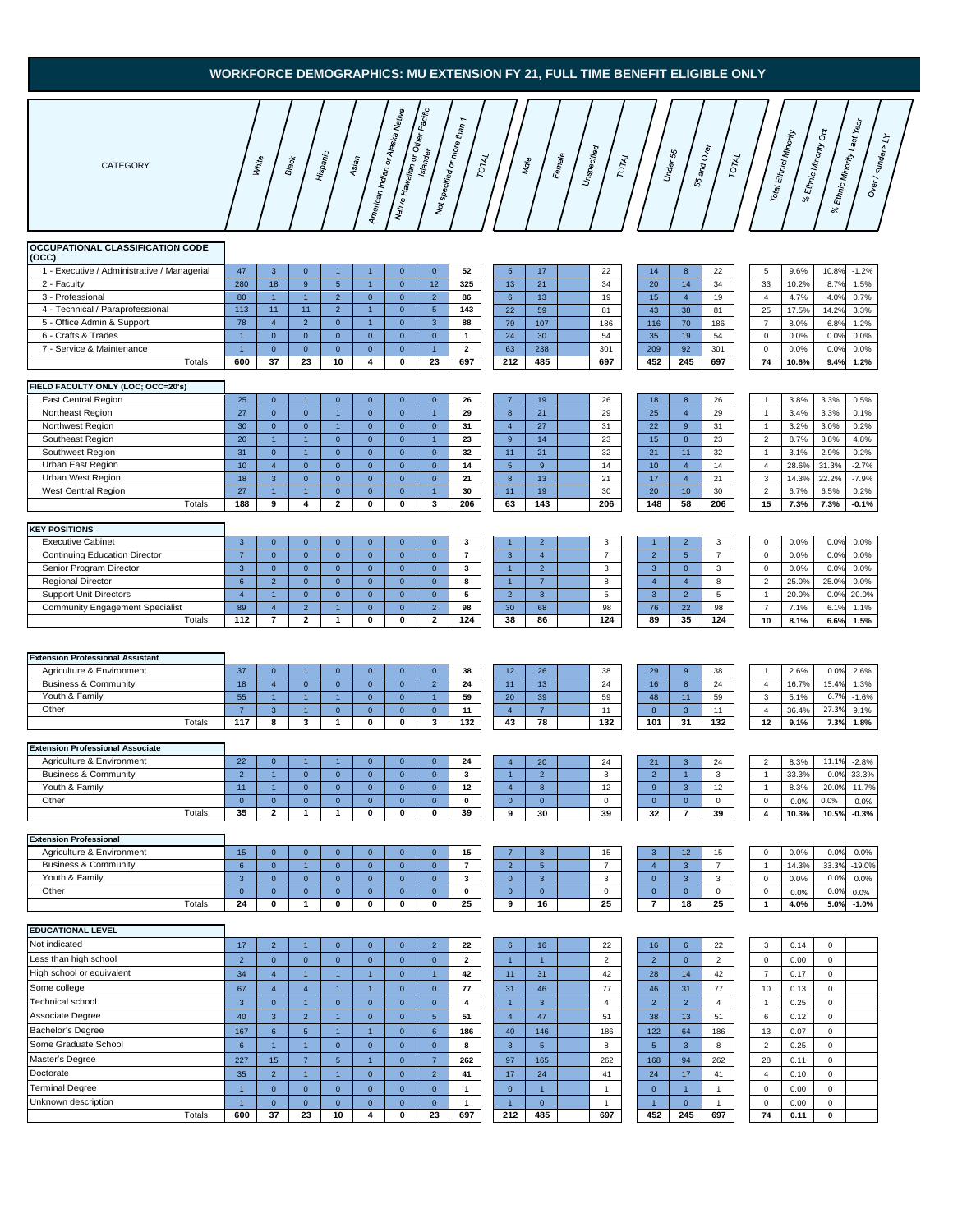# WORKFORCE DEMOGRAPHICS: MU EXTENSION FY 21, FULL TIME BENEFIT ELIGIBLE ONLY

| CATEGORY | White | Black | Hispanic | Asian | American Indian or Alaska Native | Native Hawaiian or Other Pacific Islander | Not specified or more than 1 | TOTAL | Male | Female | Unspecified | TOTAL | Under 55 | 55 and Over | TOTAL | Total Ethnic Minority | % Ethnic Minority Oct | % Ethnic Minority Last Year | Over / <under> LY |
|---|---|---|---|---|---|---|---|---|---|---|---|---|---|---|---|---|---|---|---|
| **OCCUPATIONAL CLASSIFICATION CODE (OCC)** | | | | | | | | | | | | | | | | | | | |
| 1 - Executive / Administrative / Managerial | 47 | 3 | 0 | 1 | 1 | 0 | 0 | 52 | 5 | 17 | | 22 | 14 | 8 | 22 | 5 | 9.6% | 10.8% | -1.2% |
| 2 - Faculty | 280 | 18 | 9 | 5 | 1 | 0 | 12 | 325 | 13 | 21 | | 34 | 20 | 14 | 34 | 33 | 10.2% | 8.7% | 1.5% |
| 3 - Professional | 80 | 1 | 1 | 2 | 0 | 0 | 2 | 86 | 6 | 13 | | 19 | 15 | 4 | 19 | 4 | 4.7% | 4.0% | 0.7% |
| 4 - Technical / Paraprofessional | 113 | 11 | 11 | 2 | 1 | 0 | 5 | 143 | 22 | 59 | | 81 | 43 | 38 | 81 | 25 | 17.5% | 14.2% | 3.3% |
| 5 - Office Admin & Support | 78 | 4 | 2 | 0 | 1 | 0 | 3 | 88 | 79 | 107 | | 186 | 116 | 70 | 186 | 7 | 8.0% | 6.8% | 1.2% |
| 6 - Crafts & Trades | 1 | 0 | 0 | 0 | 0 | 0 | 0 | 1 | 24 | 30 | | 54 | 35 | 19 | 54 | 0 | 0.0% | 0.0% | 0.0% |
| 7 - Service & Maintenance | 1 | 0 | 0 | 0 | 0 | 0 | 1 | 2 | 63 | 238 | | 301 | 209 | 92 | 301 | 0 | 0.0% | 0.0% | 0.0% |
| Totals: | **600** | **37** | **23** | **10** | **4** | **0** | **23** | **697** | **212** | **485** | | **697** | **452** | **245** | **697** | **74** | **10.6%** | **9.4%** | **1.2%** |
| **FIELD FACULTY ONLY (LOC; OCC=20's)** | | | | | | | | | | | | | | | | | | | |
| East Central Region | 25 | 0 | 1 | 0 | 0 | 0 | 0 | 26 | 7 | 19 | | 26 | 18 | 8 | 26 | 1 | 3.8% | 3.3% | 0.5% |
| Northeast Region | 27 | 0 | 0 | 1 | 0 | 0 | 1 | 29 | 8 | 21 | | 29 | 25 | 4 | 29 | 1 | 3.4% | 3.3% | 0.1% |
| Northwest Region | 30 | 0 | 0 | 1 | 0 | 0 | 0 | 31 | 4 | 27 | | 31 | 22 | 9 | 31 | 1 | 3.2% | 3.0% | 0.2% |
| Southeast Region | 20 | 1 | 1 | 0 | 0 | 0 | 1 | 23 | 9 | 14 | | 23 | 15 | 8 | 23 | 2 | 8.7% | 3.8% | 4.8% |
| Southwest Region | 31 | 0 | 1 | 0 | 0 | 0 | 0 | 32 | 11 | 21 | | 32 | 21 | 11 | 32 | 1 | 3.1% | 2.9% | 0.2% |
| Urban East Region | 10 | 4 | 0 | 0 | 0 | 0 | 0 | 14 | 5 | 9 | | 14 | 10 | 4 | 14 | 4 | 28.6% | 31.3% | -2.7% |
| Urban West Region | 18 | 3 | 0 | 0 | 0 | 0 | 0 | 21 | 8 | 13 | | 21 | 17 | 4 | 21 | 3 | 14.3% | 22.2% | -7.9% |
| West Central Region | 27 | 1 | 1 | 0 | 0 | 0 | 1 | 30 | 11 | 19 | | 30 | 20 | 10 | 30 | 2 | 6.7% | 6.5% | 0.2% |
| Totals: | **188** | **9** | **4** | **2** | **0** | **0** | **3** | **206** | **63** | **143** | | **206** | **148** | **58** | **206** | **15** | **7.3%** | **7.3%** | **-0.1%** |
| **KEY POSITIONS** | | | | | | | | | | | | | | | | | | | |
| Executive Cabinet | 3 | 0 | 0 | 0 | 0 | 0 | 0 | 3 | 1 | 2 | | 3 | 1 | 2 | 3 | 0 | 0.0% | 0.0% | 0.0% |
| Continuing Education Director | 7 | 0 | 0 | 0 | 0 | 0 | 0 | 7 | 3 | 4 | | 7 | 2 | 5 | 7 | 0 | 0.0% | 0.0% | 0.0% |
| Senior Program Director | 3 | 0 | 0 | 0 | 0 | 0 | 0 | 3 | 1 | 2 | | 3 | 3 | 0 | 3 | 0 | 0.0% | 0.0% | 0.0% |
| Regional Director | 6 | 2 | 0 | 0 | 0 | 0 | 0 | 8 | 1 | 7 | | 8 | 4 | 4 | 8 | 2 | 25.0% | 25.0% | 0.0% |
| Support Unit Directors | 4 | 1 | 0 | 0 | 0 | 0 | 0 | 5 | 2 | 3 | | 5 | 3 | 2 | 5 | 1 | 20.0% | 0.0% | 20.0% |
| Community Engagement Specialist | 89 | 4 | 2 | 1 | 0 | 0 | 2 | 98 | 30 | 68 | | 98 | 76 | 22 | 98 | 7 | 7.1% | 6.1% | 1.1% |
| Totals: | **112** | **7** | **2** | **1** | **0** | **0** | **2** | **124** | **38** | **86** | | **124** | **89** | **35** | **124** | **10** | **8.1%** | **6.6%** | **1.5%** |
| **Extension Professional Assistant** | | | | | | | | | | | | | | | | | | | |
| Agriculture & Environment | 37 | 0 | 1 | 0 | 0 | 0 | 0 | 38 | 12 | 26 | | 38 | 29 | 9 | 38 | 1 | 2.6% | 0.0% | 2.6% |
| Business & Community | 18 | 4 | 0 | 0 | 0 | 0 | 2 | 24 | 11 | 13 | | 24 | 16 | 8 | 24 | 4 | 16.7% | 15.4% | 1.3% |
| Youth & Family | 55 | 1 | 1 | 1 | 0 | 0 | 1 | 59 | 20 | 39 | | 59 | 48 | 11 | 59 | 3 | 5.1% | 6.7% | -1.6% |
| Other | 7 | 3 | 1 | 0 | 0 | 0 | 0 | 11 | 4 | 7 | | 11 | 8 | 3 | 11 | 4 | 36.4% | 27.3% | 9.1% |
| Totals: | **117** | **8** | **3** | **1** | **0** | **0** | **3** | **132** | **43** | **78** | | **132** | **101** | **31** | **132** | **12** | **9.1%** | **7.3%** | **1.8%** |
| **Extension Professional Associate** | | | | | | | | | | | | | | | | | | | |
| Agriculture & Environment | 22 | 0 | 1 | 1 | 0 | 0 | 0 | 24 | 4 | 20 | | 24 | 21 | 3 | 24 | 2 | 8.3% | 11.1% | -2.8% |
| Business & Community | 2 | 1 | 0 | 0 | 0 | 0 | 0 | 3 | 1 | 2 | | 3 | 2 | 1 | 3 | 1 | 33.3% | 0.0% | 33.3% |
| Youth & Family | 11 | 1 | 0 | 0 | 0 | 0 | 0 | 12 | 4 | 8 | | 12 | 9 | 3 | 12 | 1 | 8.3% | 20.0% | -11.7% |
| Other | 0 | 0 | 0 | 0 | 0 | 0 | 0 | 0 | 0 | 0 | | 0 | 0 | 0 | 0 | 0 | 0.0% | 0.0% | 0.0% |
| Totals: | **35** | **2** | **1** | **1** | **0** | **0** | **0** | **39** | **9** | **30** | | **39** | **32** | **7** | **39** | **4** | **10.3%** | **10.5%** | **-0.3%** |
| **Extension Professional** | | | | | | | | | | | | | | | | | | | |
| Agriculture & Environment | 15 | 0 | 0 | 0 | 0 | 0 | 0 | 15 | 7 | 8 | | 15 | 3 | 12 | 15 | 0 | 0.0% | 0.0% | 0.0% |
| Business & Community | 6 | 0 | 1 | 0 | 0 | 0 | 0 | 7 | 2 | 5 | | 7 | 4 | 3 | 7 | 1 | 14.3% | 33.3% | -19.0% |
| Youth & Family | 3 | 0 | 0 | 0 | 0 | 0 | 0 | 3 | 0 | 3 | | 3 | 0 | 3 | 3 | 0 | 0.0% | 0.0% | 0.0% |
| Other | 0 | 0 | 0 | 0 | 0 | 0 | 0 | 0 | 0 | 0 | | 0 | 0 | 0 | 0 | 0 | 0.0% | 0.0% | 0.0% |
| Totals: | **24** | **0** | **1** | **0** | **0** | **0** | **0** | **25** | **9** | **16** | | **25** | **7** | **18** | **25** | **1** | **4.0%** | **5.0%** | **-1.0%** |
| **EDUCATIONAL LEVEL** | | | | | | | | | | | | | | | | | | | |
| Not indicated | 17 | 2 | 1 | 0 | 0 | 0 | 2 | 22 | 6 | 16 | | 22 | 16 | 6 | 22 | 3 | 0.14 | 0 | |
| Less than high school | 2 | 0 | 0 | 0 | 0 | 0 | 0 | 2 | 1 | 1 | | 2 | 2 | 0 | 2 | 0 | 0.00 | 0 | |
| High school or equivalent | 34 | 4 | 1 | 1 | 1 | 0 | 1 | 42 | 11 | 31 | | 42 | 28 | 14 | 42 | 7 | 0.17 | 0 | |
| Some college | 67 | 4 | 4 | 1 | 1 | 0 | 0 | 77 | 31 | 46 | | 77 | 46 | 31 | 77 | 10 | 0.13 | 0 | |
| Technical school | 3 | 0 | 1 | 0 | 0 | 0 | 0 | 4 | 1 | 3 | | 4 | 2 | 2 | 4 | 1 | 0.25 | 0 | |
| Associate Degree | 40 | 3 | 2 | 1 | 0 | 0 | 5 | 51 | 4 | 47 | | 51 | 38 | 13 | 51 | 6 | 0.12 | 0 | |
| Bachelor's Degree | 167 | 6 | 5 | 1 | 1 | 0 | 6 | 186 | 40 | 146 | | 186 | 122 | 64 | 186 | 13 | 0.07 | 0 | |
| Some Graduate School | 6 | 1 | 1 | 0 | 0 | 0 | 0 | 8 | 3 | 5 | | 8 | 5 | 3 | 8 | 2 | 0.25 | 0 | |
| Master's Degree | 227 | 15 | 7 | 5 | 1 | 0 | 7 | 262 | 97 | 165 | | 262 | 168 | 94 | 262 | 28 | 0.11 | 0 | |
| Doctorate | 35 | 2 | 1 | 1 | 0 | 0 | 2 | 41 | 17 | 24 | | 41 | 24 | 17 | 41 | 4 | 0.10 | 0 | |
| Terminal Degree | 1 | 0 | 0 | 0 | 0 | 0 | 0 | 1 | 0 | 1 | | 1 | 0 | 1 | 1 | 0 | 0.00 | 0 | |
| Unknown description | 1 | 0 | 0 | 0 | 0 | 0 | 0 | 1 | 1 | 0 | | 1 | 1 | 0 | 1 | 0 | 0.00 | 0 | |
| Totals: | **600** | **37** | **23** | **10** | **4** | **0** | **23** | **697** | **212** | **485** | | **697** | **452** | **245** | **697** | **74** | **0.11** | **0** | |